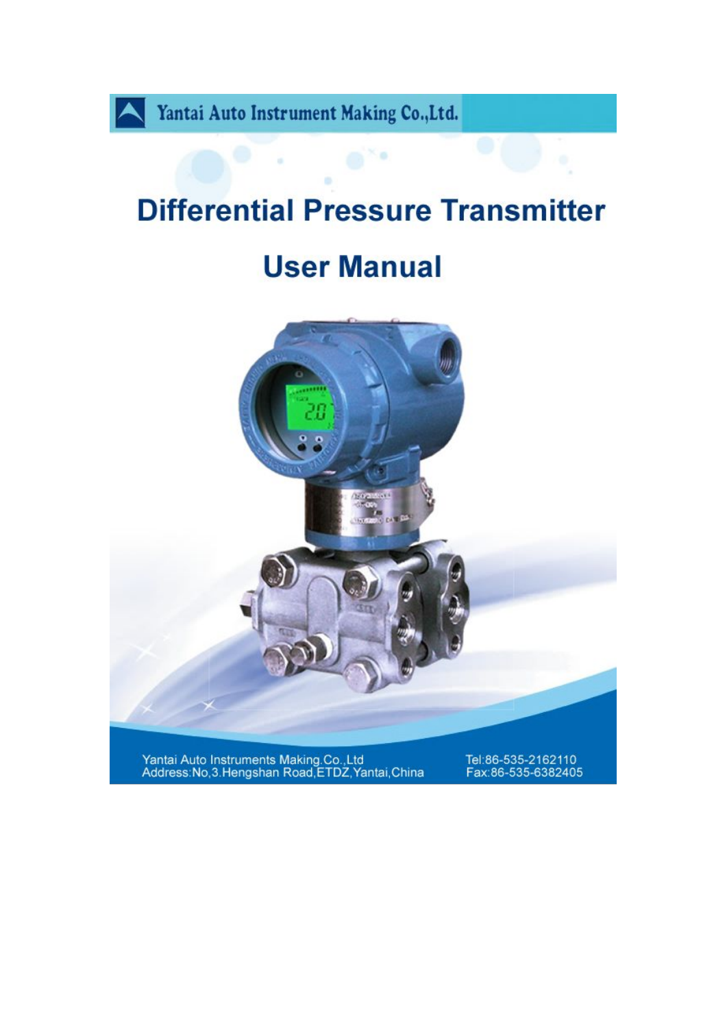Yantai Auto Instrument Making Co.,Ltd.

# Differential Pressure Transmitter

# User Manual

Yantai Auto Instruments Making.Co.,Ltd
Address:No,3.Hengshan Road,ETDZ,Yantai,China

Tel:86-535-2162110
Fax:86-535-6382405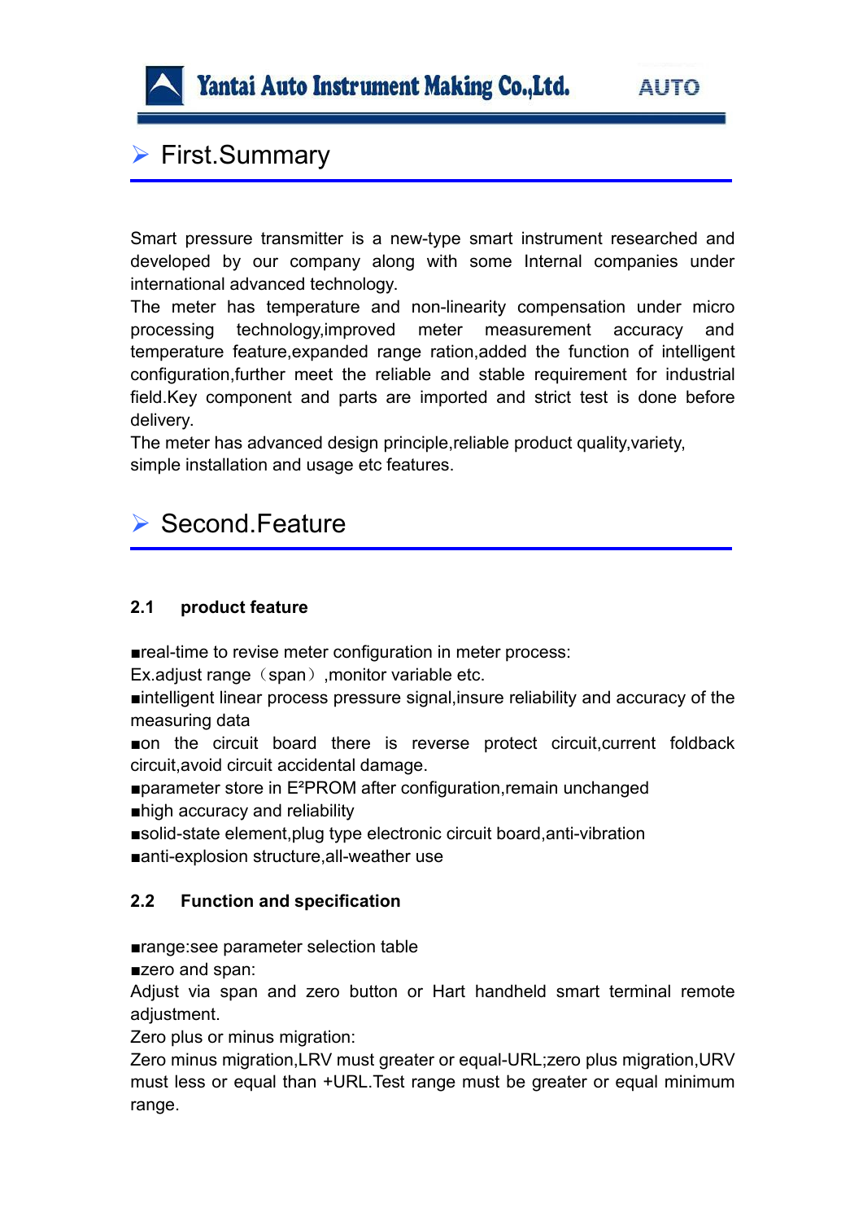## First.Summary

Smart pressure transmitter is a new-type smart instrument researched and developed by our company along with some Internal companies under international advanced technology.
The meter has temperature and non-linearity compensation under micro processing technology,improved meter measurement accuracy and temperature feature,expanded range ration,added the function of intelligent configuration,further meet the reliable and stable requirement for industrial field.Key component and parts are imported and strict test is done before delivery.
The meter has advanced design principle,reliable product quality,variety, simple installation and usage etc features.

## Second.Feature

### 2.1 product feature

■real-time to revise meter configuration in meter process:
Ex.adjust range（span）,monitor variable etc.
■intelligent linear process pressure signal,insure reliability and accuracy of the measuring data
■on the circuit board there is reverse protect circuit,current foldback circuit,avoid circuit accidental damage.
■parameter store in $E^2$PROM after configuration,remain unchanged
■high accuracy and reliability
■solid-state element,plug type electronic circuit board,anti-vibration
■anti-explosion structure,all-weather use

### 2.2 Function and specification

■range:see parameter selection table
■zero and span:
Adjust via span and zero button or Hart handheld smart terminal remote adjustment.
Zero plus or minus migration:
Zero minus migration,LRV must greater or equal-URL;zero plus migration,URV must less or equal than +URL.Test range must be greater or equal minimum range.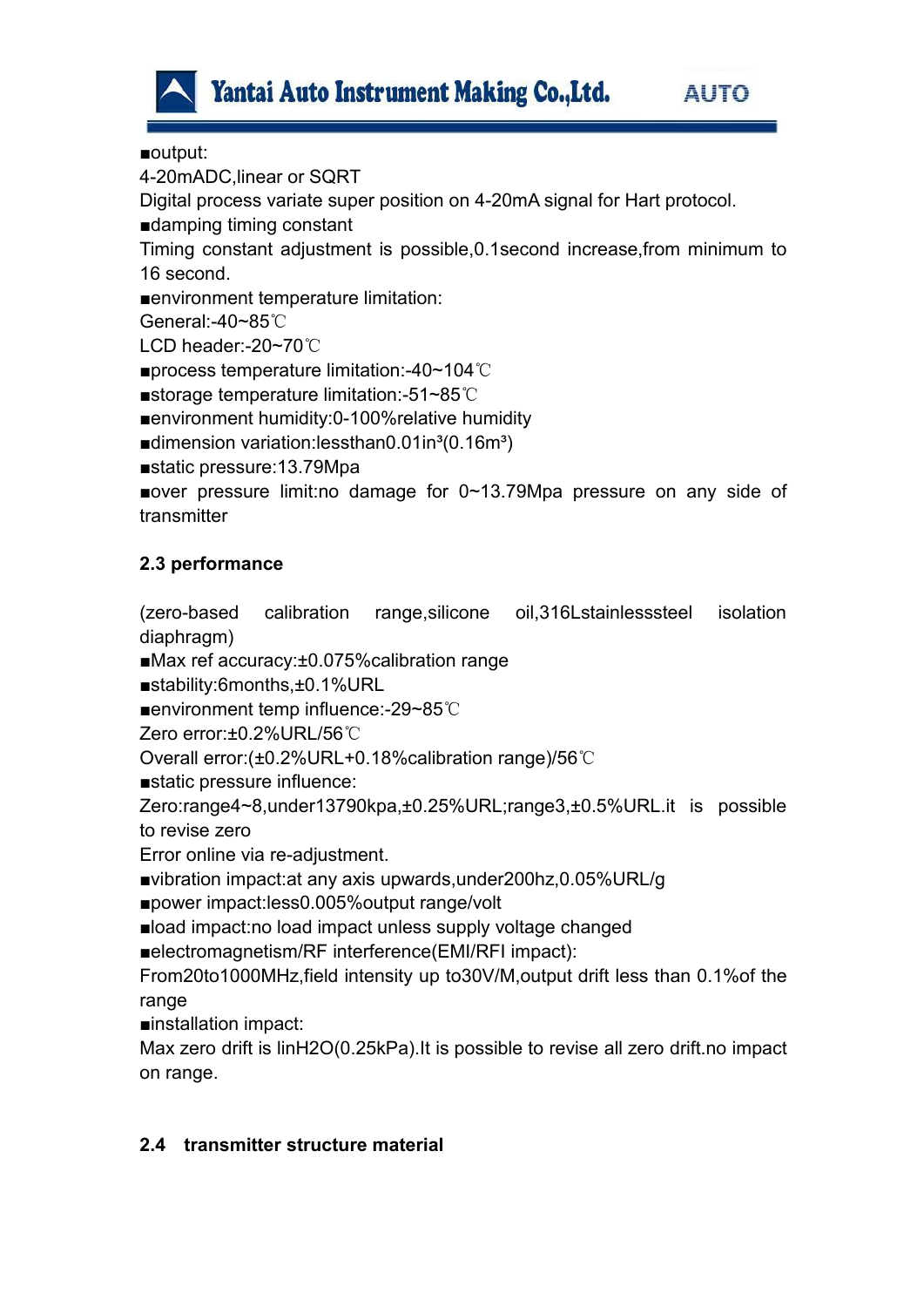■output:

4-20mADC,linear or SQRT

Digital process variate super position on 4-20mA signal for Hart protocol.

■damping timing constant

Timing constant adjustment is possible,0.1second increase,from minimum to 16 second.

■environment temperature limitation:

General:-40~85℃

LCD header:-20~70℃

■process temperature limitation:-40~104℃

■storage temperature limitation:-51~85℃

■environment humidity:0-100%relative humidity

■dimension variation:lessthan0.01in³(0.16m³)

■static pressure:13.79Mpa

■over pressure limit:no damage for 0~13.79Mpa pressure on any side of transmitter

**2.3 performance**

(zero-based calibration range,silicone oil,316Lstainlesssteel isolation diaphragm)

■Max ref accuracy:±0.075%calibration range

■stability:6months,±0.1%URL

■environment temp influence:-29~85℃

Zero error:±0.2%URL/56℃

Overall error:(±0.2%URL+0.18%calibration range)/56℃

■static pressure influence:

Zero:range4~8,under13790kpa,±0.25%URL;range3,±0.5%URL.it is possible to revise zero

Error online via re-adjustment.

■vibration impact:at any axis upwards,under200hz,0.05%URL/g

■power impact:less0.005%output range/volt

■load impact:no load impact unless supply voltage changed

■electromagnetism/RF interference(EMI/RFI impact):

From20to1000MHz,field intensity up to30V/M,output drift less than 0.1%of the range

■installation impact:

Max zero drift is linH2O(0.25kPa).It is possible to revise all zero drift.no impact on range.

**2.4 transmitter structure material**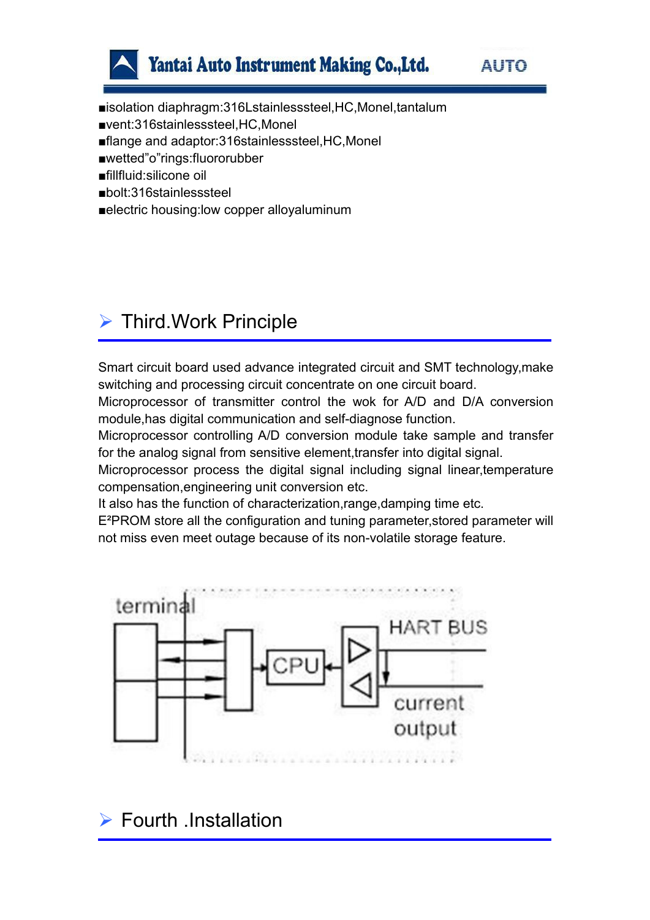- ■isolation diaphragm:316Lstainlesssteel,HC,Monel,tantalum
- ■vent:316stainlesssteel,HC,Monel
- ■flange and adaptor:316stainlesssteel,HC,Monel
- ■wetted"o"rings:fluororubber
- ■fillfluid:silicone oil
- ■bolt:316stainlesssteel
- ■electric housing:low copper alloyaluminum

## Third.Work Principle

Smart circuit board used advance integrated circuit and SMT technology,make switching and processing circuit concentrate on one circuit board.
Microprocessor of transmitter control the wok for A/D and D/A conversion module,has digital communication and self-diagnose function.
Microprocessor controlling A/D conversion module take sample and transfer for the analog signal from sensitive element,transfer into digital signal.
Microprocessor process the digital signal including signal linear,temperature compensation,engineering unit conversion etc.
It also has the function of characterization,range,damping time etc.
E²PROM store all the configuration and tuning parameter,stored parameter will not miss even meet outage because of its non-volatile storage feature.

terminal

CPU

HART BUS

current output

## Fourth .Installation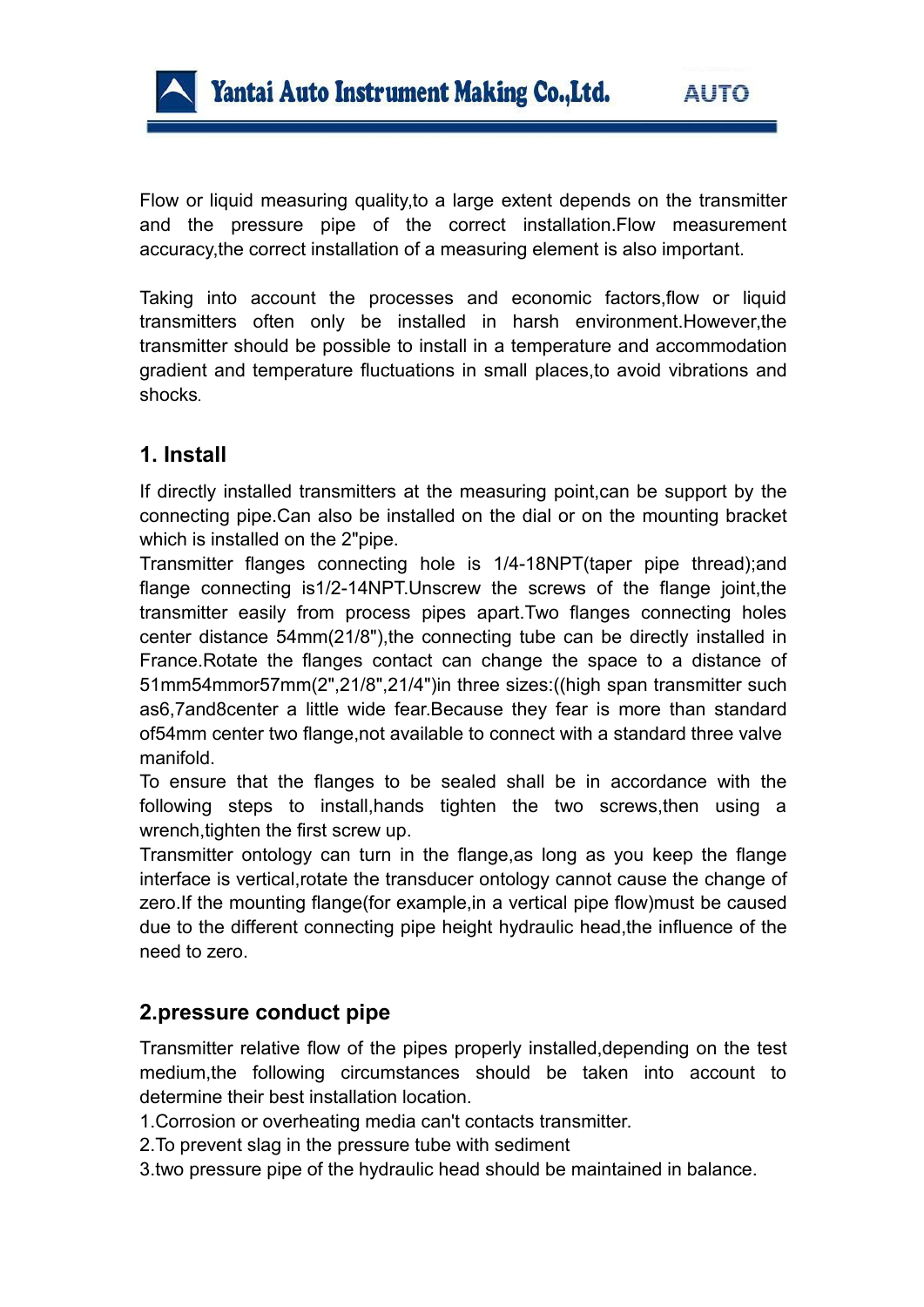Flow or liquid measuring quality,to a large extent depends on the transmitter and the pressure pipe of the correct installation.Flow measurement accuracy,the correct installation of a measuring element is also important.

Taking into account the processes and economic factors,flow or liquid transmitters often only be installed in harsh environment.However,the transmitter should be possible to install in a temperature and accommodation gradient and temperature fluctuations in small places,to avoid vibrations and shocks.

## 1. Install

If directly installed transmitters at the measuring point,can be support by the connecting pipe.Can also be installed on the dial or on the mounting bracket which is installed on the 2"pipe.

Transmitter flanges connecting hole is 1/4-18NPT(taper pipe thread);and flange connecting is1/2-14NPT.Unscrew the screws of the flange joint,the transmitter easily from process pipes apart.Two flanges connecting holes center distance 54mm(21/8"),the connecting tube can be directly installed in France.Rotate the flanges contact can change the space to a distance of 51mm54mmor57mm(2",21/8",21/4")in three sizes:((high span transmitter such as6,7and8center a little wide fear.Because they fear is more than standard of54mm center two flange,not available to connect with a standard three valve manifold.

To ensure that the flanges to be sealed shall be in accordance with the following steps to install,hands tighten the two screws,then using a wrench,tighten the first screw up.

Transmitter ontology can turn in the flange,as long as you keep the flange interface is vertical,rotate the transducer ontology cannot cause the change of zero.If the mounting flange(for example,in a vertical pipe flow)must be caused due to the different connecting pipe height hydraulic head,the influence of the need to zero.

## 2.pressure conduct pipe

Transmitter relative flow of the pipes properly installed,depending on the test medium,the following circumstances should be taken into account to determine their best installation location.

1.Corrosion or overheating media can't contacts transmitter.
2.To prevent slag in the pressure tube with sediment
3.two pressure pipe of the hydraulic head should be maintained in balance.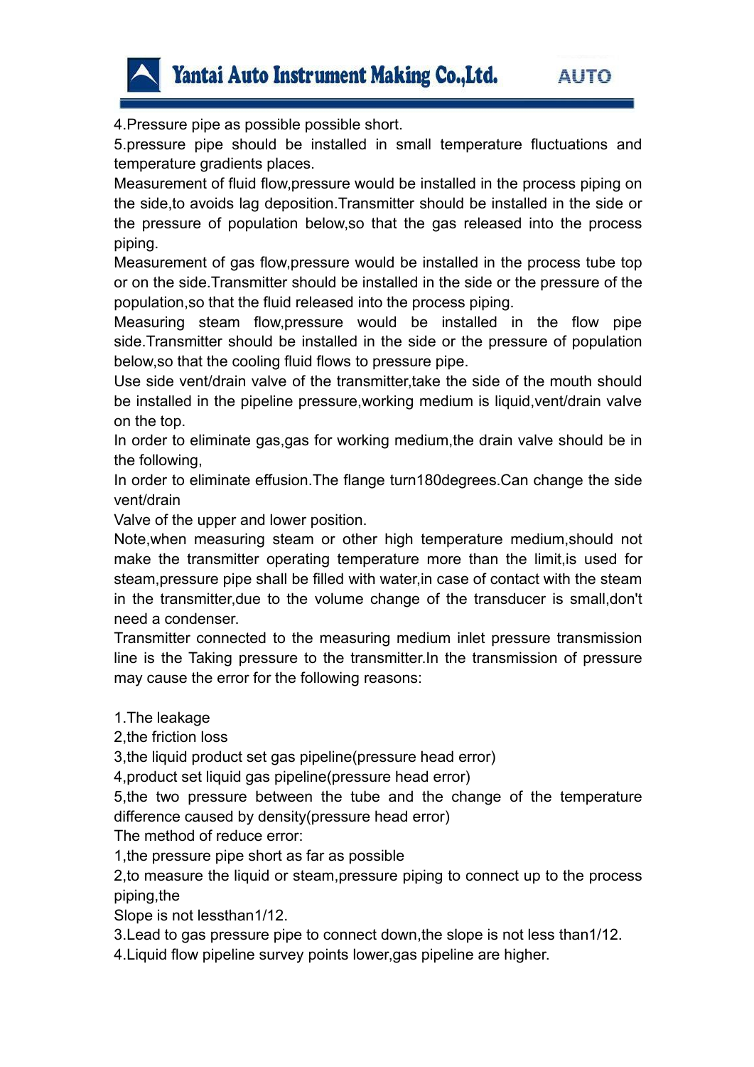4.Pressure pipe as possible possible short.

5.pressure pipe should be installed in small temperature fluctuations and temperature gradients places.

Measurement of fluid flow,pressure would be installed in the process piping on the side,to avoids lag deposition.Transmitter should be installed in the side or the pressure of population below,so that the gas released into the process piping.

Measurement of gas flow,pressure would be installed in the process tube top or on the side.Transmitter should be installed in the side or the pressure of the population,so that the fluid released into the process piping.

Measuring steam flow,pressure would be installed in the flow pipe side.Transmitter should be installed in the side or the pressure of population below,so that the cooling fluid flows to pressure pipe.

Use side vent/drain valve of the transmitter,take the side of the mouth should be installed in the pipeline pressure,working medium is liquid,vent/drain valve on the top.

In order to eliminate gas,gas for working medium,the drain valve should be in the following,

In order to eliminate effusion.The flange turn180degrees.Can change the side vent/drain

Valve of the upper and lower position.

Note,when measuring steam or other high temperature medium,should not make the transmitter operating temperature more than the limit,is used for steam,pressure pipe shall be filled with water,in case of contact with the steam in the transmitter,due to the volume change of the transducer is small,don't need a condenser.

Transmitter connected to the measuring medium inlet pressure transmission line is the Taking pressure to the transmitter.In the transmission of pressure may cause the error for the following reasons:

1.The leakage

2,the friction loss

3,the liquid product set gas pipeline(pressure head error)

4,product set liquid gas pipeline(pressure head error)

5,the two pressure between the tube and the change of the temperature difference caused by density(pressure head error)

The method of reduce error:

1,the pressure pipe short as far as possible

2,to measure the liquid or steam,pressure piping to connect up to the process piping,the

Slope is not lessthan1/12.

3.Lead to gas pressure pipe to connect down,the slope is not less than1/12.

4.Liquid flow pipeline survey points lower,gas pipeline are higher.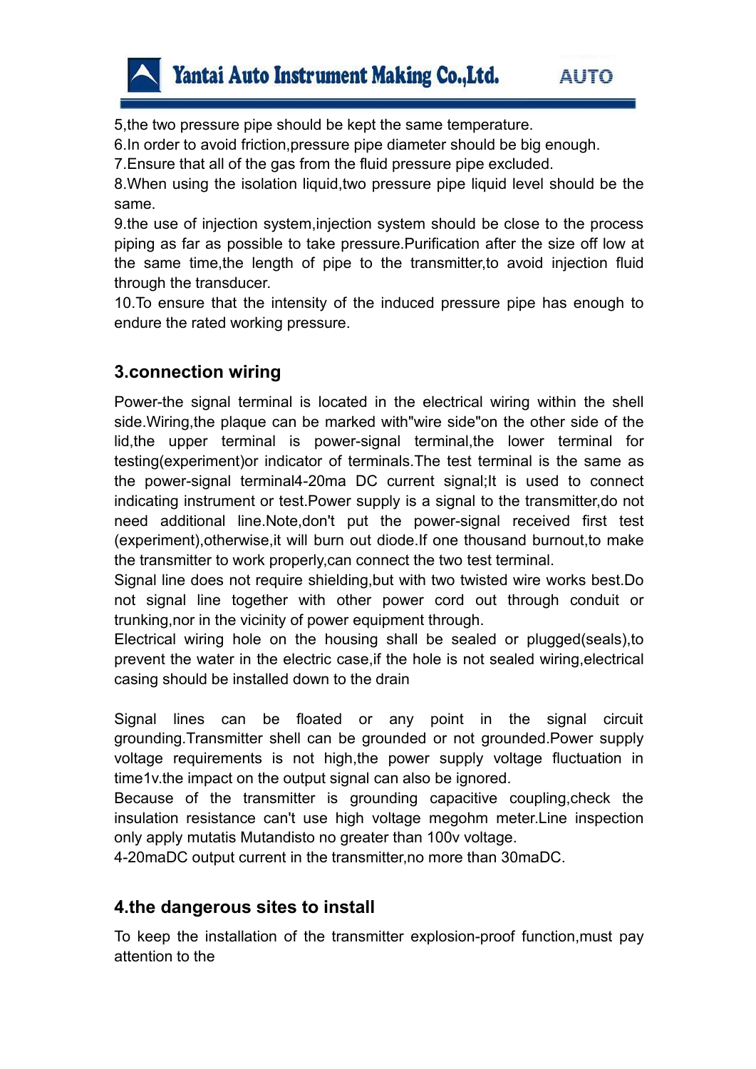5,the two pressure pipe should be kept the same temperature.

6.In order to avoid friction,pressure pipe diameter should be big enough.

7.Ensure that all of the gas from the fluid pressure pipe excluded.

8.When using the isolation liquid,two pressure pipe liquid level should be the same.

9.the use of injection system,injection system should be close to the process piping as far as possible to take pressure.Purification after the size off low at the same time,the length of pipe to the transmitter,to avoid injection fluid through the transducer.

10.To ensure that the intensity of the induced pressure pipe has enough to endure the rated working pressure.

## 3.connection wiring

Power-the signal terminal is located in the electrical wiring within the shell side.Wiring,the plaque can be marked with"wire side"on the other side of the lid,the upper terminal is power-signal terminal,the lower terminal for testing(experiment)or indicator of terminals.The test terminal is the same as the power-signal terminal4-20ma DC current signal;It is used to connect indicating instrument or test.Power supply is a signal to the transmitter,do not need additional line.Note,don't put the power-signal received first test (experiment),otherwise,it will burn out diode.If one thousand burnout,to make the transmitter to work properly,can connect the two test terminal.

Signal line does not require shielding,but with two twisted wire works best.Do not signal line together with other power cord out through conduit or trunking,nor in the vicinity of power equipment through.

Electrical wiring hole on the housing shall be sealed or plugged(seals),to prevent the water in the electric case,if the hole is not sealed wiring,electrical casing should be installed down to the drain

Signal lines can be floated or any point in the signal circuit grounding.Transmitter shell can be grounded or not grounded.Power supply voltage requirements is not high,the power supply voltage fluctuation in time1v.the impact on the output signal can also be ignored.

Because of the transmitter is grounding capacitive coupling,check the insulation resistance can't use high voltage megohm meter.Line inspection only apply mutatis Mutandisto no greater than 100v voltage.

4-20maDC output current in the transmitter,no more than 30maDC.

## 4.the dangerous sites to install

To keep the installation of the transmitter explosion-proof function,must pay attention to the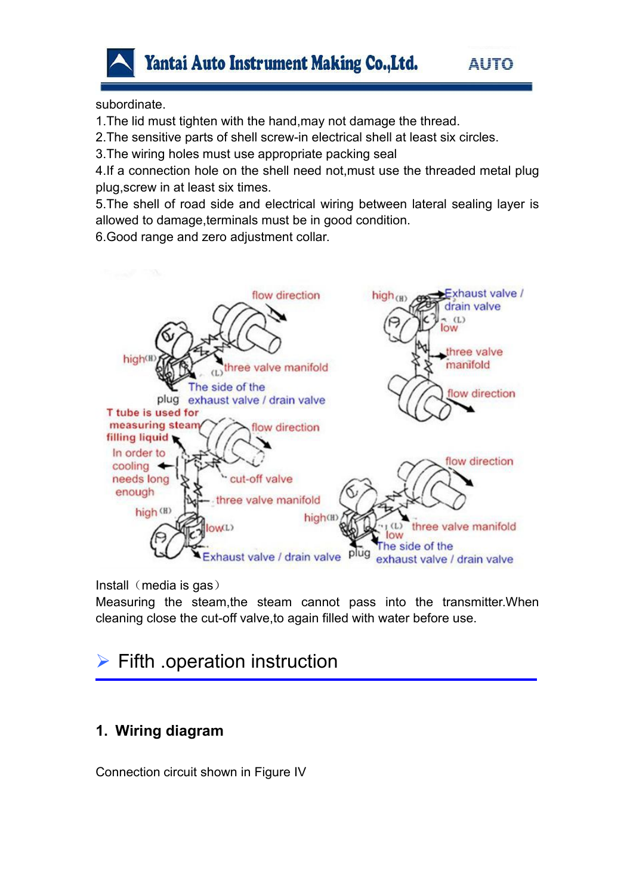subordinate.

1.The lid must tighten with the hand,may not damage the thread.
2.The sensitive parts of shell screw-in electrical shell at least six circles.
3.The wiring holes must use appropriate packing seal
4.If a connection hole on the shell need not,must use the threaded metal plug plug,screw in at least six times.
5.The shell of road side and electrical wiring between lateral sealing layer is allowed to damage,terminals must be in good condition.
6.Good range and zero adjustment collar.

Install（media is gas）

Measuring the steam,the steam cannot pass into the transmitter.When cleaning close the cut-off valve,to again filled with water before use.

## Fifth .operation instruction

### 1. Wiring diagram

Connection circuit shown in Figure IV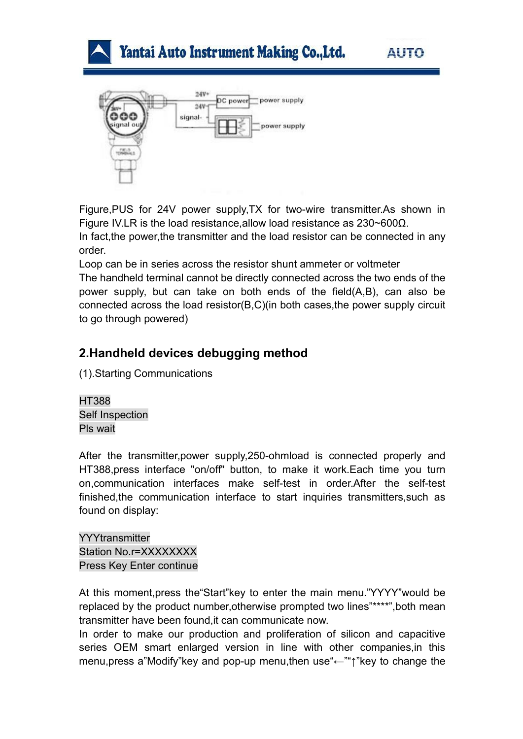Figure,PUS for 24V power supply,TX for two-wire transmitter.As shown in Figure IV.LR is the load resistance,allow load resistance as 230~600Ω.

In fact,the power,the transmitter and the load resistor can be connected in any order.

Loop can be in series across the resistor shunt ammeter or voltmeter

The handheld terminal cannot be directly connected across the two ends of the power supply, but can take on both ends of the field(A,B), can also be connected across the load resistor(B,C)(in both cases,the power supply circuit to go through powered)

## 2.Handheld devices debugging method

(1).Starting Communications

HT388
Self Inspection
Pls wait

After the transmitter,power supply,250-ohmload is connected properly and HT388,press interface "on/off" button, to make it work.Each time you turn on,communication interfaces make self-test in order.After the self-test finished,the communication interface to start inquiries transmitters,such as found on display:

YYYtransmitter
Station No.r=XXXXXXXX
Press Key Enter continue

At this moment,press the"Start"key to enter the main menu."YYYY"would be replaced by the product number,otherwise prompted two lines"****",both mean transmitter have been found,it can communicate now.

In order to make our production and proliferation of silicon and capacitive series OEM smart enlarged version in line with other companies,in this menu,press a"Modify"key and pop-up menu,then use"←""↑"key to change the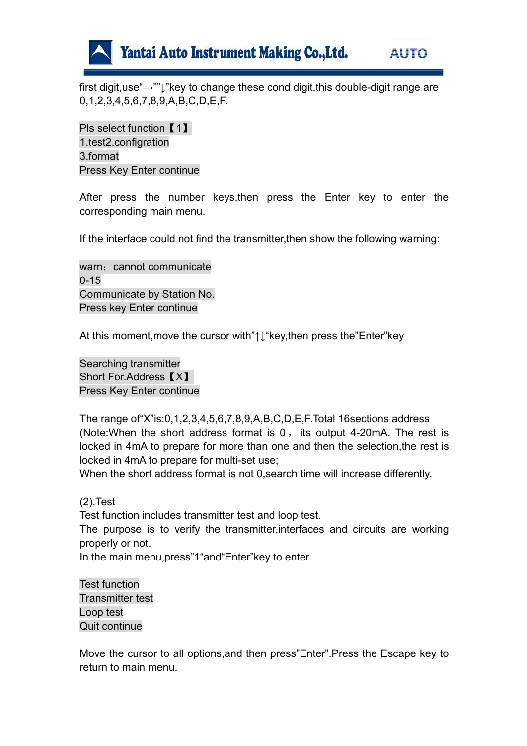first digit,use“→””↓”key to change these cond digit,this double-digit range are 0,1,2,3,4,5,6,7,8,9,A,B,C,D,E,F.

Pls select function【1】
1.test2.configration
3.format
Press Key Enter continue

After press the number keys,then press the Enter key to enter the corresponding main menu.

If the interface could not find the transmitter,then show the following warning:

warn：cannot communicate
0-15
Communicate by Station No.
Press key Enter continue

At this moment,move the cursor with”↑↓“key,then press the”Enter”key

Searching transmitter
Short For.Address【X】
Press Key Enter continue

The range of“X”is:0,1,2,3,4,5,6,7,8,9,A,B,C,D,E,F.Total 16sections address (Note:When the short address format is 0， its output 4-20mA. The rest is locked in 4mA to prepare for more than one and then the selection,the rest is locked in 4mA to prepare for multi-set use;
When the short address format is not 0,search time will increase differently.

(2).Test
Test function includes transmitter test and loop test.
The purpose is to verify the transmitter,interfaces and circuits are working properly or not.
In the main menu,press”1“and“Enter”key to enter.

Test function
Transmitter test
Loop test
Quit continue

Move the cursor to all options,and then press”Enter”.Press the Escape key to return to main menu.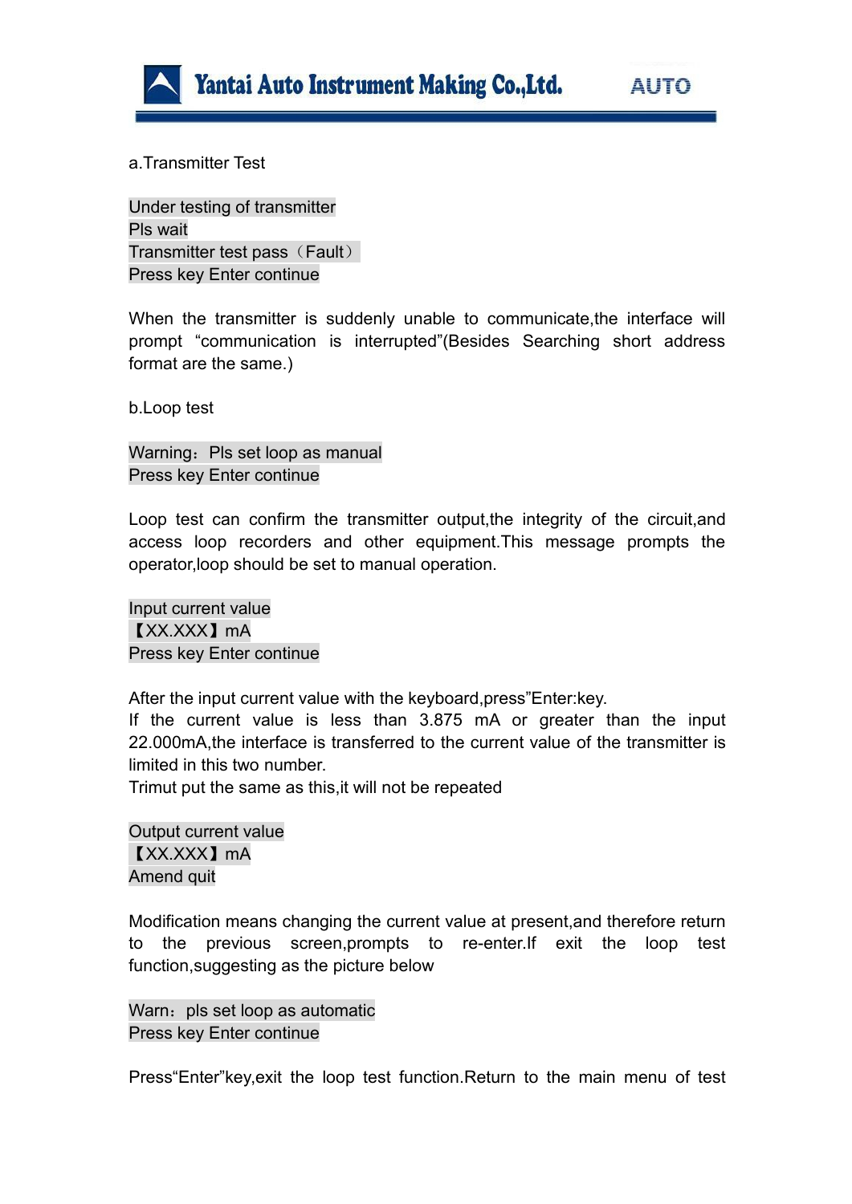a.Transmitter Test

Under testing of transmitter
Pls wait
Transmitter test pass（Fault）
Press key Enter continue

When the transmitter is suddenly unable to communicate,the interface will prompt “communication is interrupted”(Besides Searching short address format are the same.)

b.Loop test

Warning：Pls set loop as manual
Press key Enter continue

Loop test can confirm the transmitter output,the integrity of the circuit,and access loop recorders and other equipment.This message prompts the operator,loop should be set to manual operation.

Input current value
【XX.XXX】mA
Press key Enter continue

After the input current value with the keyboard,press”Enter:key.
If the current value is less than 3.875 mA or greater than the input 22.000mA,the interface is transferred to the current value of the transmitter is limited in this two number.
Trimut put the same as this,it will not be repeated

Output current value
【XX.XXX】mA
Amend quit

Modification means changing the current value at present,and therefore return to the previous screen,prompts to re-enter.If exit the loop test function,suggesting as the picture below

Warn：pls set loop as automatic
Press key Enter continue

Press“Enter”key,exit the loop test function.Return to the main menu of test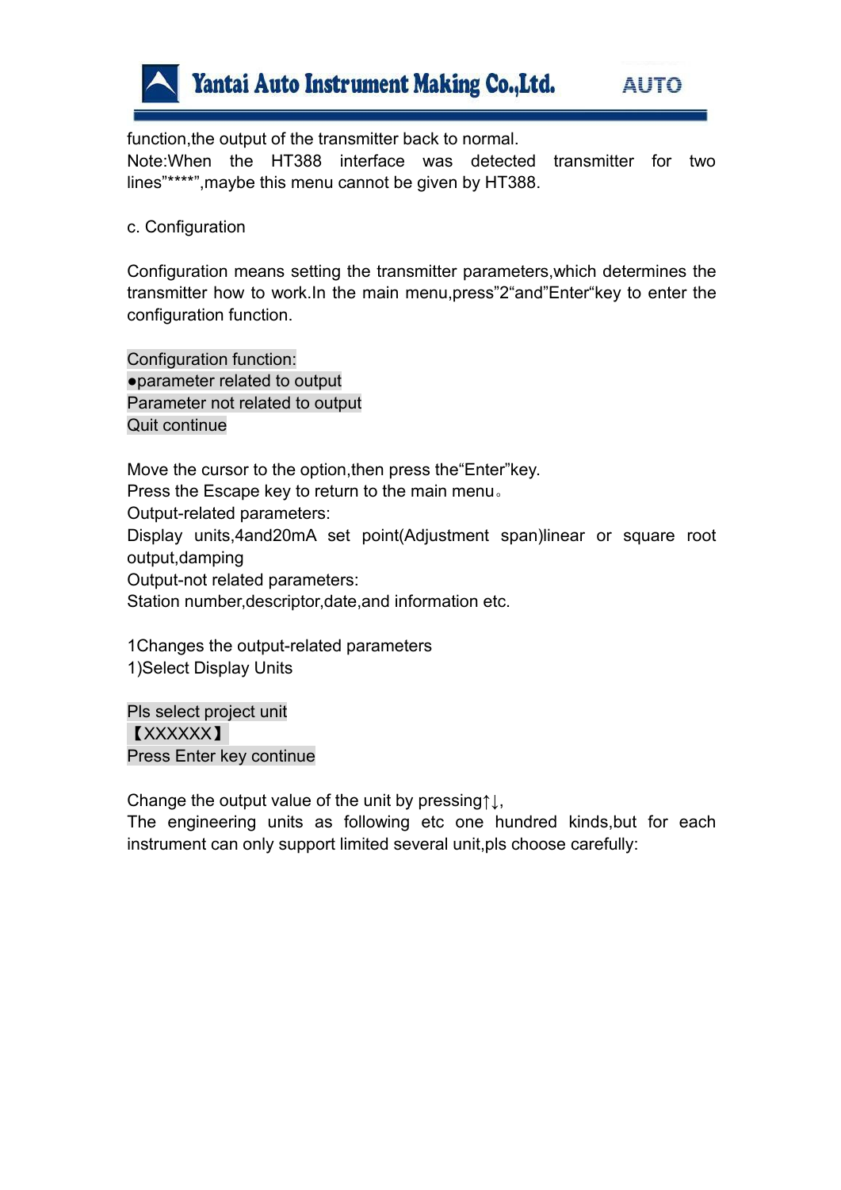function,the output of the transmitter back to normal.

Note:When the HT388 interface was detected transmitter for two lines"****",maybe this menu cannot be given by HT388.

c. Configuration

Configuration means setting the transmitter parameters,which determines the transmitter how to work.In the main menu,press"2"and"Enter"key to enter the configuration function.

Configuration function:
●parameter related to output
Parameter not related to output
Quit continue

Move the cursor to the option,then press the"Enter"key.
Press the Escape key to return to the main menu。
Output-related parameters:
Display units,4and20mA set point(Adjustment span)linear or square root output,damping
Output-not related parameters:
Station number,descriptor,date,and information etc.

1Changes the output-related parameters
1)Select Display Units

Pls select project unit
【XXXXXX】
Press Enter key continue

Change the output value of the unit by pressing↑↓,
The engineering units as following etc one hundred kinds,but for each instrument can only support limited several unit,pls choose carefully: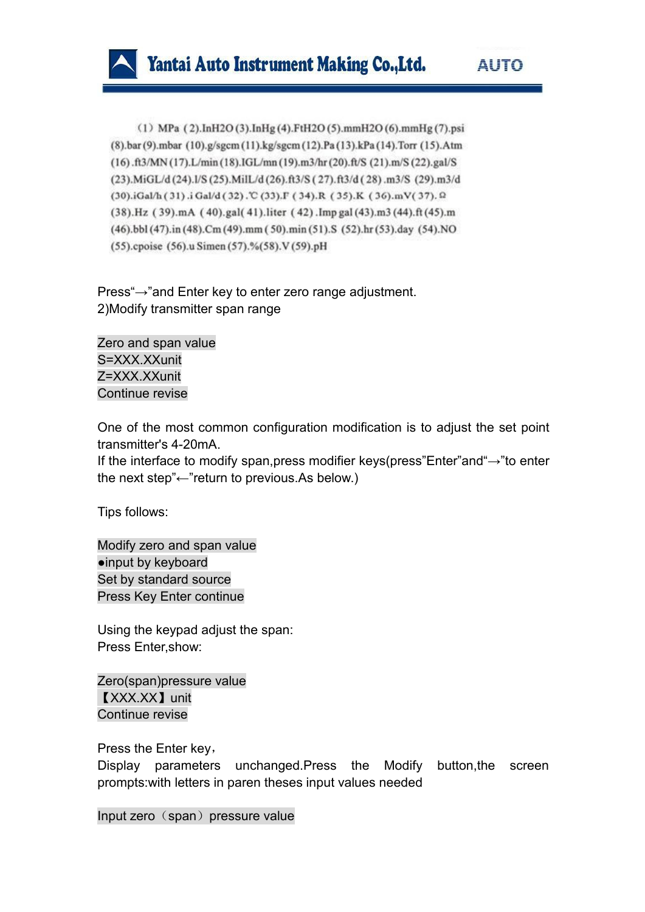（1）MPa（2).InH2O (3).InHg (4).FtH2O (5).mmH2O (6).mmHg (7).psi (8).bar (9).mbar (10).g/sgcm (11).kg/sgcm (12).Pa (13).kPa (14).Torr (15).Atm (16).ft3/MN (17).L/min (18).IGL/mn (19).m3/hr (20).ft/S (21).m/S (22).gal/S (23).MiGL/d (24).l/S (25).MilL/d (26).ft3/S ( 27).ft3/d ( 28) .m3/S (29).m3/d (30).iGal/h ( 31) .i Gal/d ( 32) .℃ (33).F ( 34).R ( 35).K ( 36).mV( 37).Ω (38).Hz ( 39).mA ( 40).gal( 41).liter ( 42) .Imp gal (43).m3 (44).ft (45).m (46).bbl (47).in (48).Cm (49).mm ( 50).min (51).S (52).hr (53).day (54).NO (55).cpoise (56).u Simen (57).%(58).V (59).pH

Press“→”and Enter key to enter zero range adjustment.

2)Modify transmitter span range

Zero and span value
S=XXX.XXunit
Z=XXX.XXunit
Continue revise

One of the most common configuration modification is to adjust the set point transmitter's 4-20mA.

If the interface to modify span,press modifier keys(press”Enter”and“→”to enter the next step”←”return to previous.As below.)

Tips follows:

Modify zero and span value
●input by keyboard
Set by standard source
Press Key Enter continue

Using the keypad adjust the span:

Press Enter,show:

Zero(span)pressure value
【XXX.XX】unit
Continue revise

Press the Enter key，

Display parameters unchanged.Press the Modify button,the screen prompts:with letters in paren theses input values needed

Input zero（span）pressure value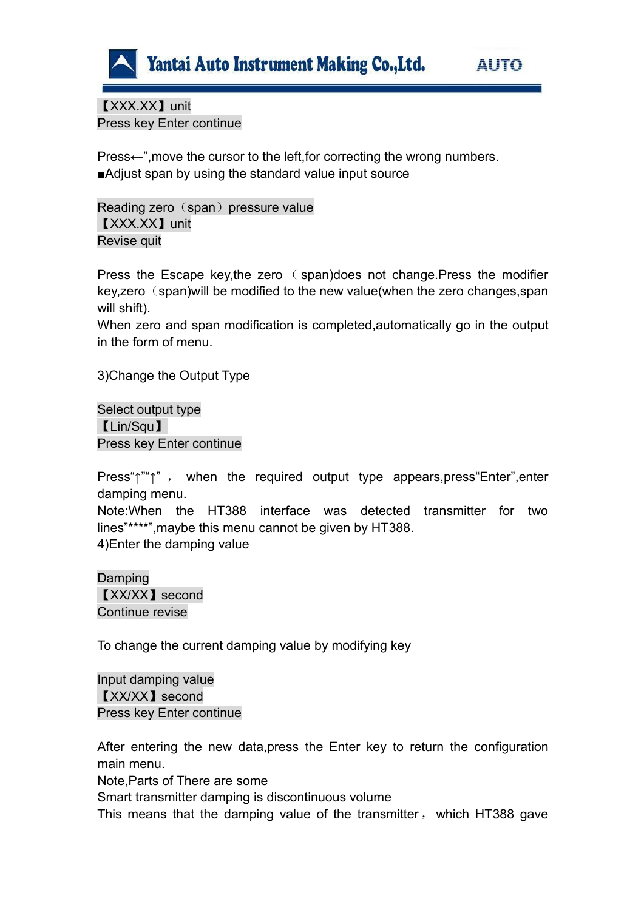【XXX.XX】unit
Press key Enter continue

Press←",move the cursor to the left,for correcting the wrong numbers.
■Adjust span by using the standard value input source

Reading zero（span）pressure value
【XXX.XX】unit
Revise quit

Press the Escape key,the zero （span)does not change.Press the modifier key,zero（span)will be modified to the new value(when the zero changes,span will shift).
When zero and span modification is completed,automatically go in the output in the form of menu.

3)Change the Output Type

Select output type
【Lin/Squ】
Press key Enter continue

Press"↑""↑" ， when the required output type appears,press"Enter",enter damping menu.
Note:When the HT388 interface was detected transmitter for two lines"****",maybe this menu cannot be given by HT388.
4)Enter the damping value

Damping
【XX/XX】second
Continue revise

To change the current damping value by modifying key

Input damping value
【XX/XX】second
Press key Enter continue

After entering the new data,press the Enter key to return the configuration main menu.
Note,Parts of There are some
Smart transmitter damping is discontinuous volume
This means that the damping value of the transmitter， which HT388 gave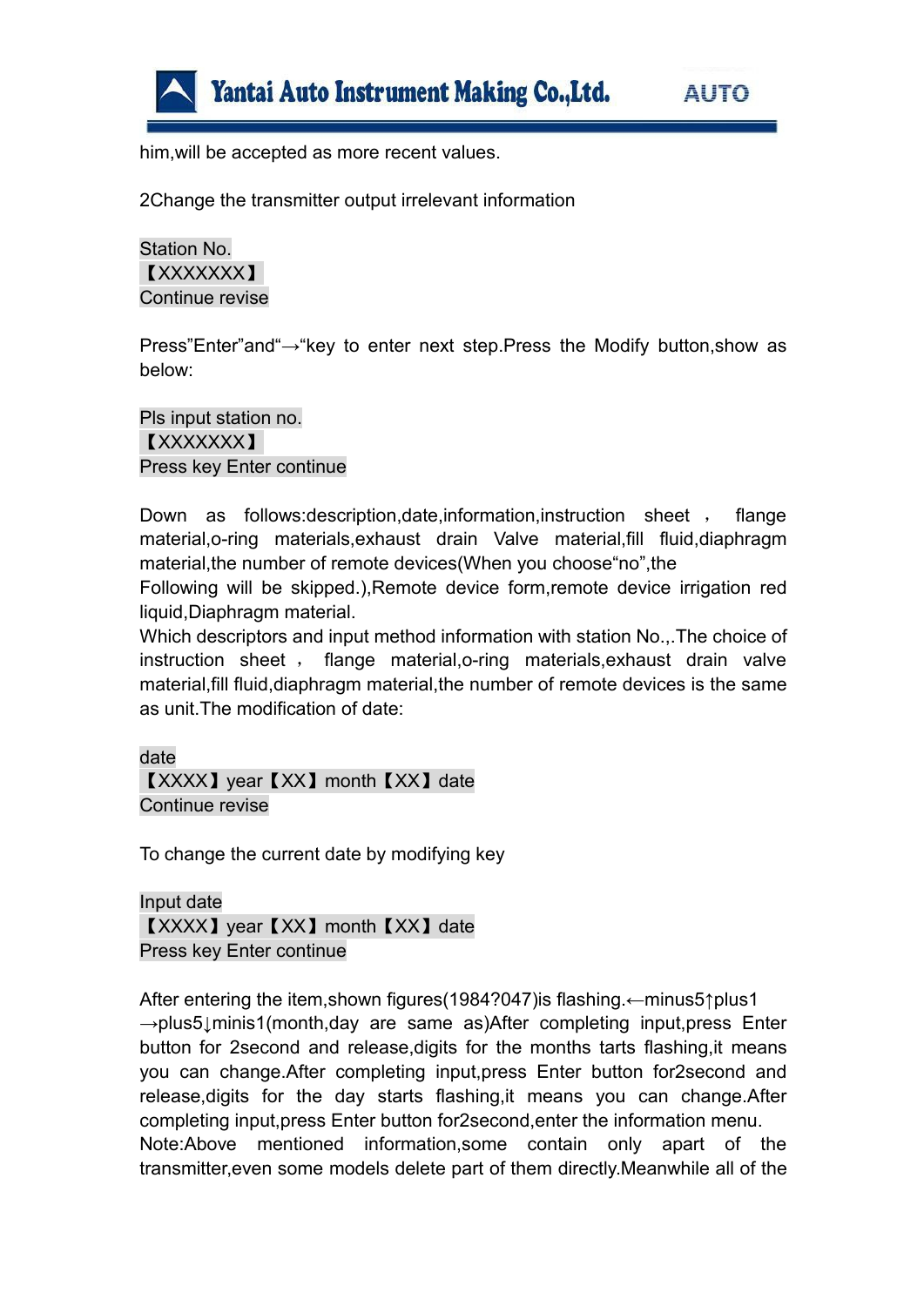him,will be accepted as more recent values.

2Change the transmitter output irrelevant information

Station No.  
【XXXXXXX】  
Continue revise

Press"Enter"and"→"key to enter next step.Press the Modify button,show as below:

Pls input station no.  
【XXXXXXX】  
Press key Enter continue

Down as follows:description,date,information,instruction sheet, flange material,o-ring materials,exhaust drain Valve material,fill fluid,diaphragm material,the number of remote devices(When you choose"no",the  
Following will be skipped.),Remote device form,remote device irrigation red liquid,Diaphragm material.  
Which descriptors and input method information with station No.,.The choice of instruction sheet, flange material,o-ring materials,exhaust drain valve material,fill fluid,diaphragm material,the number of remote devices is the same as unit.The modification of date:

date  
【XXXX】year【XX】month【XX】date  
Continue revise

To change the current date by modifying key

Input date  
【XXXX】year【XX】month【XX】date  
Press key Enter continue

After entering the item,shown figures(1984?047)is flashing.←minus5↑plus1 →plus5↓minis1(month,day are same as)After completing input,press Enter button for 2second and release,digits for the months tarts flashing,it means you can change.After completing input,press Enter button for2second and release,digits for the day starts flashing,it means you can change.After completing input,press Enter button for2second,enter the information menu.  
Note:Above mentioned information,some contain only apart of the transmitter,even some models delete part of them directly.Meanwhile all of the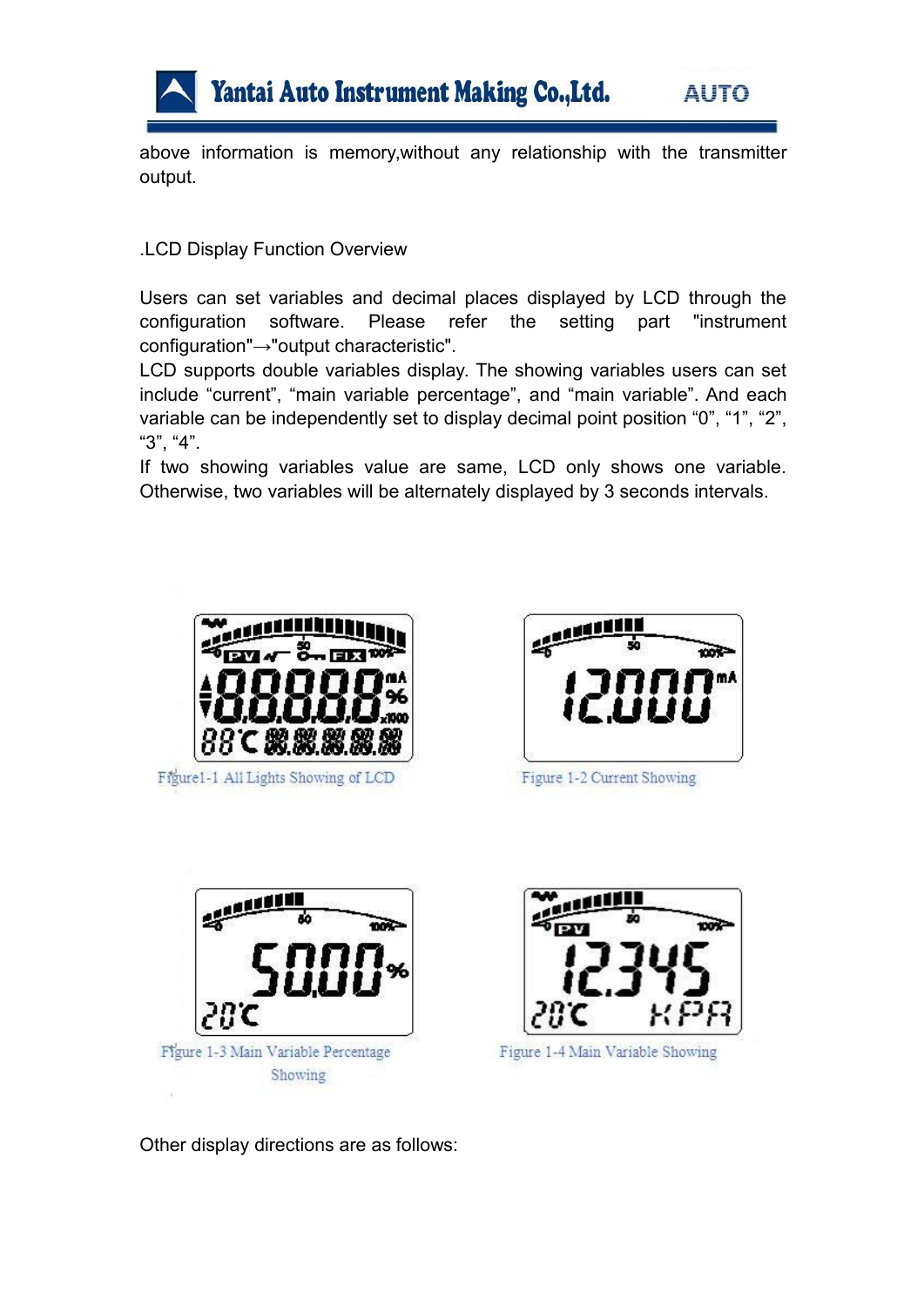above information is memory,without any relationship with the transmitter output.

.LCD Display Function Overview

Users can set variables and decimal places displayed by LCD through the configuration software. Please refer the setting part "instrument configuration"→"output characteristic".

LCD supports double variables display. The showing variables users can set include “current”, “main variable percentage”, and “main variable”. And each variable can be independently set to display decimal point position “0”, “1”, “2”, “3”, “4”.

If two showing variables value are same, LCD only shows one variable. Otherwise, two variables will be alternately displayed by 3 seconds intervals.

Figure1-1 All Lights Showing of LCD

Figure 1-2 Current Showing

Figure 1-3 Main Variable Percentage Showing

Figure 1-4 Main Variable Showing

Other display directions are as follows: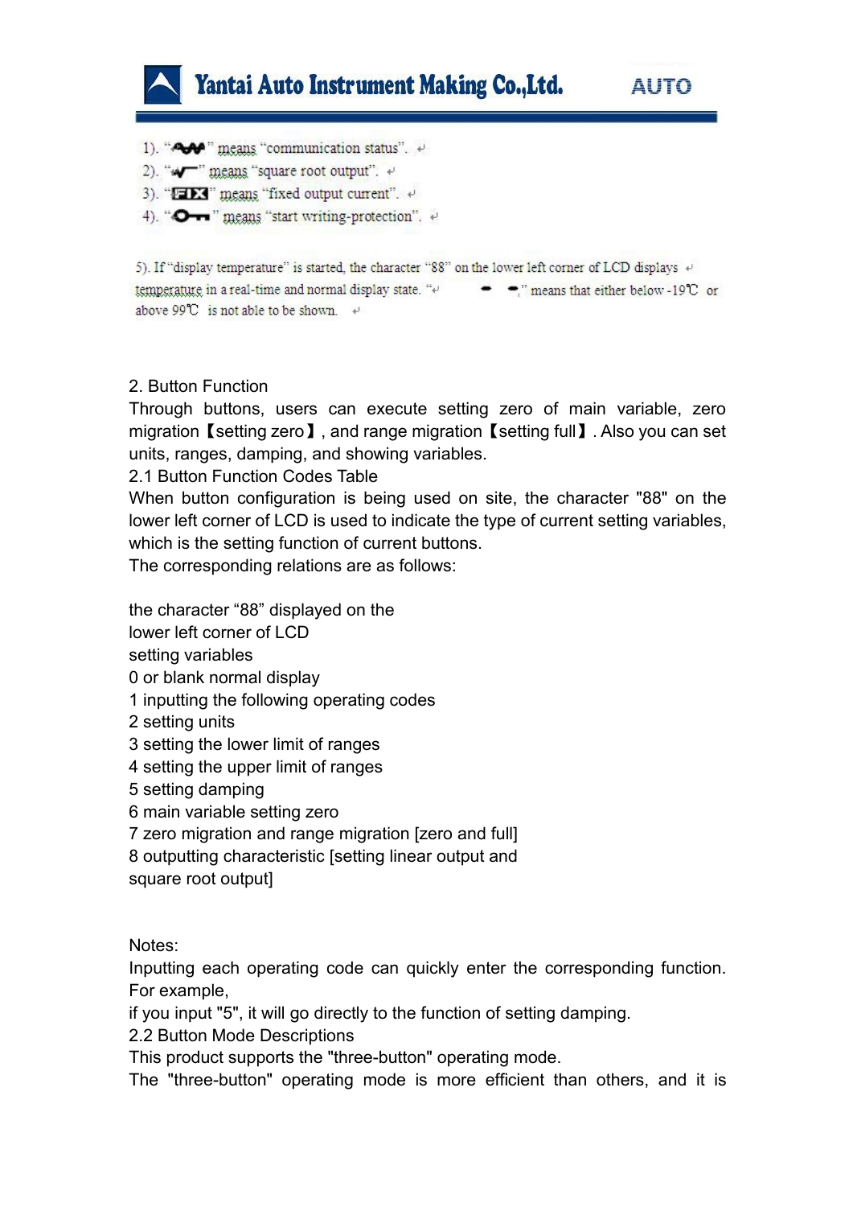1). "" means "communication status".

2). "" means "square root output".

3). "FIX" means "fixed output current".

4). "" means "start writing-protection".

5). If "display temperature" is started, the character "88" on the lower left corner of LCD displays temperature in a real-time and normal display state. "- -" means that either below -19℃ or above 99℃ is not able to be shown.

2. Button Function

Through buttons, users can execute setting zero of main variable, zero migration【setting zero】, and range migration【setting full】. Also you can set units, ranges, damping, and showing variables.

2.1 Button Function Codes Table

When button configuration is being used on site, the character "88" on the lower left corner of LCD is used to indicate the type of current setting variables, which is the setting function of current buttons.

The corresponding relations are as follows:

| the character "88" displayed on the lower left corner of LCD | setting variables |
|---|---|
| 0 or blank | normal display |
| 1 | inputting the following operating codes |
| 2 | setting units |
| 3 | setting the lower limit of ranges |
| 4 | setting the upper limit of ranges |
| 5 | setting damping |
| 6 | main variable setting zero |
| 7 | zero migration and range migration [zero and full] |
| 8 | outputting characteristic [setting linear output and square root output] |

Notes:

Inputting each operating code can quickly enter the corresponding function. For example,

if you input "5", it will go directly to the function of setting damping.

2.2 Button Mode Descriptions

This product supports the "three-button" operating mode.

The "three-button" operating mode is more efficient than others, and it is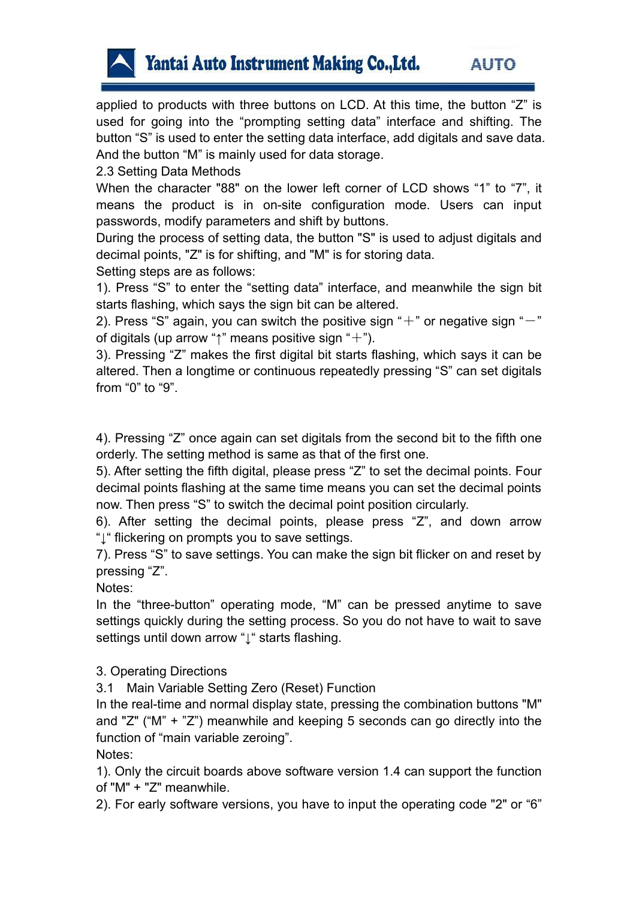applied to products with three buttons on LCD. At this time, the button “Z” is used for going into the “prompting setting data” interface and shifting. The button “S” is used to enter the setting data interface, add digitals and save data. And the button “M” is mainly used for data storage.

### 2.3 Setting Data Methods

When the character "88" on the lower left corner of LCD shows “1” to “7”, it means the product is in on-site configuration mode. Users can input passwords, modify parameters and shift by buttons.

During the process of setting data, the button "S" is used to adjust digitals and decimal points, "Z" is for shifting, and "M" is for storing data.

Setting steps are as follows:

1). Press “S” to enter the “setting data” interface, and meanwhile the sign bit starts flashing, which says the sign bit can be altered.

2). Press “S” again, you can switch the positive sign “＋” or negative sign “－” of digitals (up arrow “↑” means positive sign “＋”).

3). Pressing “Z” makes the first digital bit starts flashing, which says it can be altered. Then a longtime or continuous repeatedly pressing “S” can set digitals from “0” to “9”.

4). Pressing “Z” once again can set digitals from the second bit to the fifth one orderly. The setting method is same as that of the first one.

5). After setting the fifth digital, please press “Z” to set the decimal points. Four decimal points flashing at the same time means you can set the decimal points now. Then press “S” to switch the decimal point position circularly.

6). After setting the decimal points, please press “Z”, and down arrow “↓“ flickering on prompts you to save settings.

7). Press “S” to save settings. You can make the sign bit flicker on and reset by pressing “Z”.

Notes:

In the “three-button” operating mode, “M” can be pressed anytime to save settings quickly during the setting process. So you do not have to wait to save settings until down arrow “↓“ starts flashing.

## 3. Operating Directions

### 3.1 Main Variable Setting Zero (Reset) Function

In the real-time and normal display state, pressing the combination buttons "M" and "Z" (“M” + ”Z”) meanwhile and keeping 5 seconds can go directly into the function of “main variable zeroing”.

Notes:

1). Only the circuit boards above software version 1.4 can support the function of "M" + "Z" meanwhile.

2). For early software versions, you have to input the operating code "2" or “6”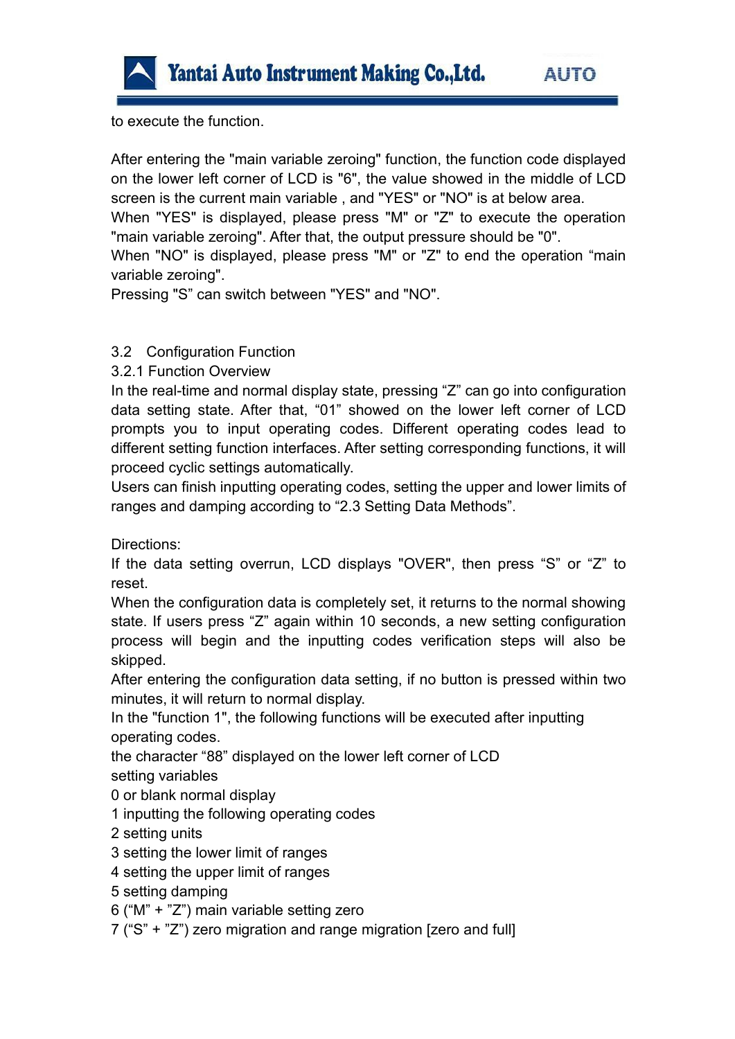to execute the function.

After entering the "main variable zeroing" function, the function code displayed on the lower left corner of LCD is "6", the value showed in the middle of LCD screen is the current main variable , and "YES" or "NO" is at below area.
When "YES" is displayed, please press "M" or "Z" to execute the operation "main variable zeroing". After that, the output pressure should be "0".
When "NO" is displayed, please press "M" or "Z" to end the operation “main variable zeroing".
Pressing "S” can switch between "YES" and "NO".

## 3.2 Configuration Function

### 3.2.1 Function Overview

In the real-time and normal display state, pressing “Z” can go into configuration data setting state. After that, “01” showed on the lower left corner of LCD prompts you to input operating codes. Different operating codes lead to different setting function interfaces. After setting corresponding functions, it will proceed cyclic settings automatically.
Users can finish inputting operating codes, setting the upper and lower limits of ranges and damping according to “2.3 Setting Data Methods”.

Directions:
If the data setting overrun, LCD displays "OVER", then press “S” or “Z” to reset.
When the configuration data is completely set, it returns to the normal showing state. If users press “Z” again within 10 seconds, a new setting configuration process will begin and the inputting codes verification steps will also be skipped.
After entering the configuration data setting, if no button is pressed within two minutes, it will return to normal display.
In the "function 1", the following functions will be executed after inputting operating codes.
the character “88” displayed on the lower left corner of LCD
setting variables
0 or blank normal display
1 inputting the following operating codes
2 setting units
3 setting the lower limit of ranges
4 setting the upper limit of ranges
5 setting damping
6 (“M” + ”Z”) main variable setting zero
7 (“S” + ”Z”) zero migration and range migration [zero and full]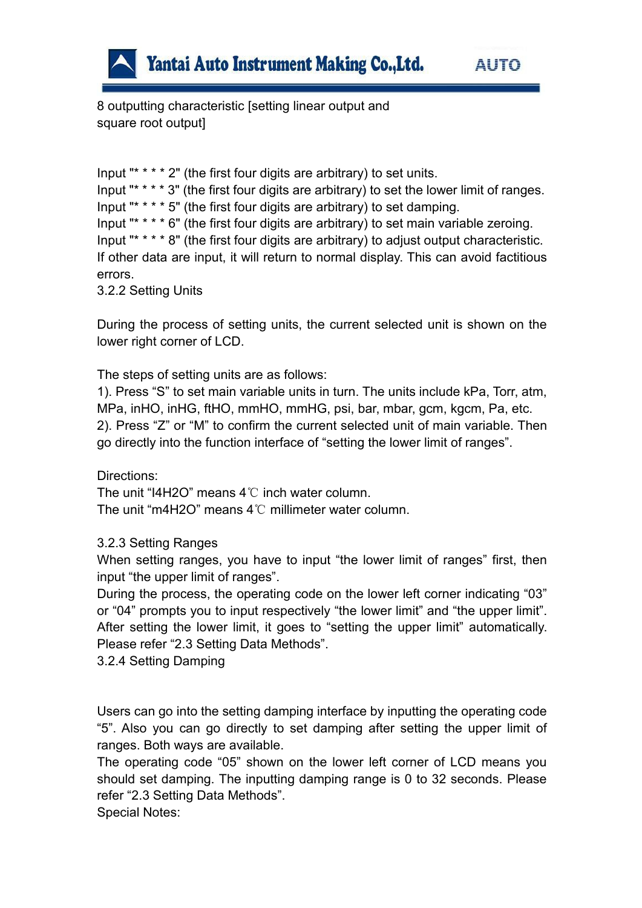8 outputting characteristic [setting linear output and square root output]

Input "* * * * 2" (the first four digits are arbitrary) to set units.
Input "* * * * 3" (the first four digits are arbitrary) to set the lower limit of ranges.
Input "* * * * 5" (the first four digits are arbitrary) to set damping.
Input "* * * * 6" (the first four digits are arbitrary) to set main variable zeroing.
Input "* * * * 8" (the first four digits are arbitrary) to adjust output characteristic.
If other data are input, it will return to normal display. This can avoid factitious errors.

### 3.2.2 Setting Units

During the process of setting units, the current selected unit is shown on the lower right corner of LCD.

The steps of setting units are as follows:

1). Press “S” to set main variable units in turn. The units include kPa, Torr, atm, MPa, inHO, inHG, ftHO, mmHO, mmHG, psi, bar, mbar, gcm, kgcm, Pa, etc.

2). Press “Z” or “M” to confirm the current selected unit of main variable. Then go directly into the function interface of “setting the lower limit of ranges”.

Directions:
The unit “I4H2O” means 4℃ inch water column.
The unit “m4H2O” means 4℃ millimeter water column.

### 3.2.3 Setting Ranges

When setting ranges, you have to input “the lower limit of ranges” first, then input “the upper limit of ranges”.
During the process, the operating code on the lower left corner indicating “03” or “04” prompts you to input respectively “the lower limit” and “the upper limit”. After setting the lower limit, it goes to “setting the upper limit” automatically. Please refer “2.3 Setting Data Methods”.

### 3.2.4 Setting Damping

Users can go into the setting damping interface by inputting the operating code “5”. Also you can go directly to set damping after setting the upper limit of ranges. Both ways are available.
The operating code “05” shown on the lower left corner of LCD means you should set damping. The inputting damping range is 0 to 32 seconds. Please refer “2.3 Setting Data Methods”.
Special Notes: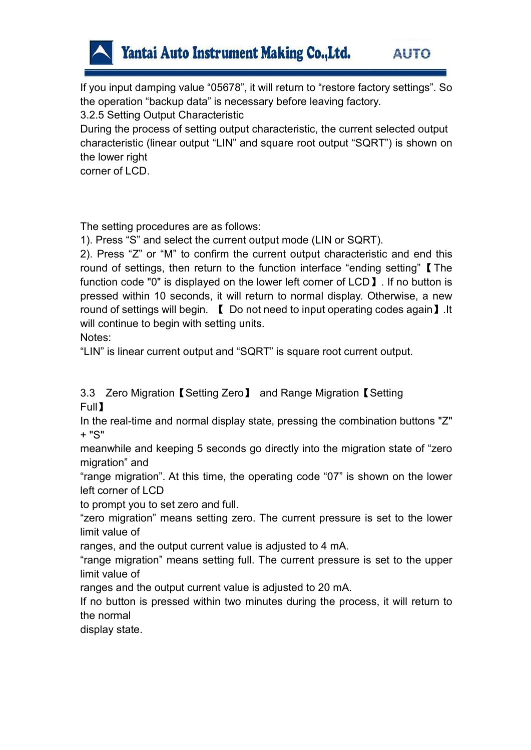If you input damping value “05678”, it will return to “restore factory settings”. So the operation “backup data” is necessary before leaving factory.

### 3.2.5 Setting Output Characteristic

During the process of setting output characteristic, the current selected output characteristic (linear output “LIN” and square root output “SQRT”) is shown on the lower right corner of LCD.

The setting procedures are as follows:

1). Press “S” and select the current output mode (LIN or SQRT).

2). Press “Z” or “M” to confirm the current output characteristic and end this round of settings, then return to the function interface “ending setting”【The function code "0" is displayed on the lower left corner of LCD】. If no button is pressed within 10 seconds, it will return to normal display. Otherwise, a new round of settings will begin. 【 Do not need to input operating codes again】.It will continue to begin with setting units.

Notes:

“LIN” is linear current output and “SQRT” is square root current output.

## 3.3 Zero Migration【Setting Zero】 and Range Migration【Setting Full】

In the real-time and normal display state, pressing the combination buttons "Z" + "S" meanwhile and keeping 5 seconds go directly into the migration state of “zero migration” and “range migration”. At this time, the operating code “07” is shown on the lower left corner of LCD to prompt you to set zero and full.

“zero migration” means setting zero. The current pressure is set to the lower limit value of ranges, and the output current value is adjusted to 4 mA.

“range migration” means setting full. The current pressure is set to the upper limit value of ranges and the output current value is adjusted to 20 mA.

If no button is pressed within two minutes during the process, it will return to the normal display state.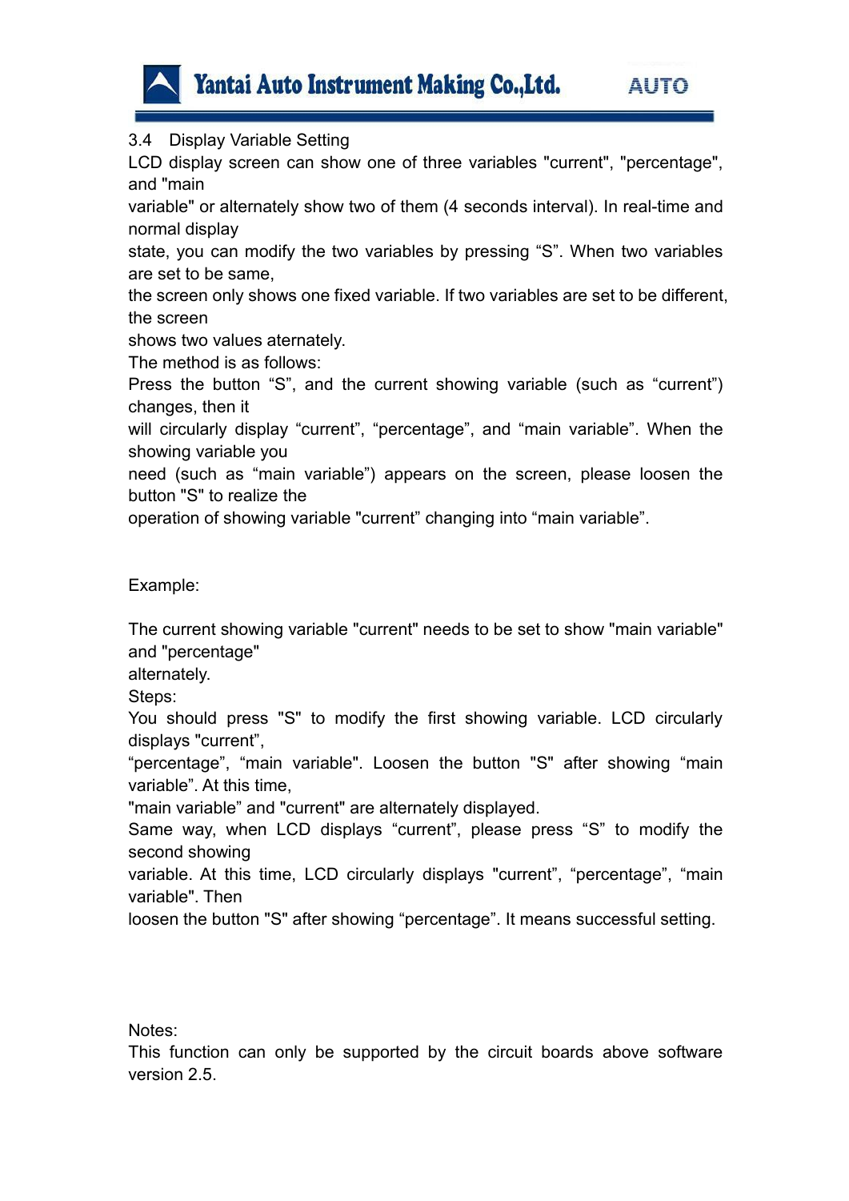### 3.4 Display Variable Setting

LCD display screen can show one of three variables "current", "percentage", and "main variable" or alternately show two of them (4 seconds interval). In real-time and normal display state, you can modify the two variables by pressing “S”. When two variables are set to be same, the screen only shows one fixed variable. If two variables are set to be different, the screen shows two values aternately.

The method is as follows:

Press the button “S”, and the current showing variable (such as “current”) changes, then it will circularly display “current”, “percentage”, and “main variable”. When the showing variable you need (such as “main variable”) appears on the screen, please loosen the button "S" to realize the operation of showing variable "current” changing into “main variable”.

Example:

The current showing variable "current" needs to be set to show "main variable" and "percentage" alternately.

Steps:

You should press "S" to modify the first showing variable. LCD circularly displays "current", “percentage”, “main variable". Loosen the button "S" after showing “main variable”. At this time, "main variable” and "current" are alternately displayed.

Same way, when LCD displays “current”, please press “S” to modify the second showing variable. At this time, LCD circularly displays "current", “percentage”, “main variable". Then loosen the button "S" after showing “percentage”. It means successful setting.

Notes:

This function can only be supported by the circuit boards above software version 2.5.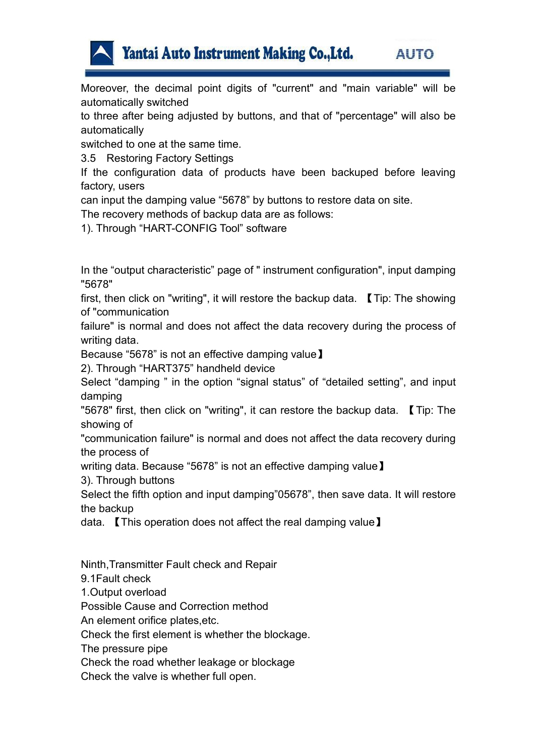Moreover, the decimal point digits of "current" and "main variable" will be automatically switched
to three after being adjusted by buttons, and that of "percentage" will also be automatically
switched to one at the same time.

### 3.5 Restoring Factory Settings

If the configuration data of products have been backuped before leaving factory, users
can input the damping value “5678” by buttons to restore data on site.
The recovery methods of backup data are as follows:

1). Through “HART-CONFIG Tool” software

In the “output characteristic” page of " instrument configuration", input damping "5678"
first, then click on "writing", it will restore the backup data. 【Tip: The showing of "communication
failure" is normal and does not affect the data recovery during the process of writing data.
Because “5678” is not an effective damping value】

2). Through “HART375” handheld device

Select “damping ” in the option “signal status” of “detailed setting”, and input damping
"5678" first, then click on "writing", it can restore the backup data. 【Tip: The showing of
"communication failure" is normal and does not affect the data recovery during the process of
writing data. Because “5678” is not an effective damping value】

3). Through buttons

Select the fifth option and input damping”05678”, then save data. It will restore the backup
data. 【This operation does not affect the real damping value】

## Ninth,Transmitter Fault check and Repair

### 9.1Fault check

1.Output overload

Possible Cause and Correction method

An element orifice plates,etc.

Check the first element is whether the blockage.

The pressure pipe

Check the road whether leakage or blockage

Check the valve is whether full open.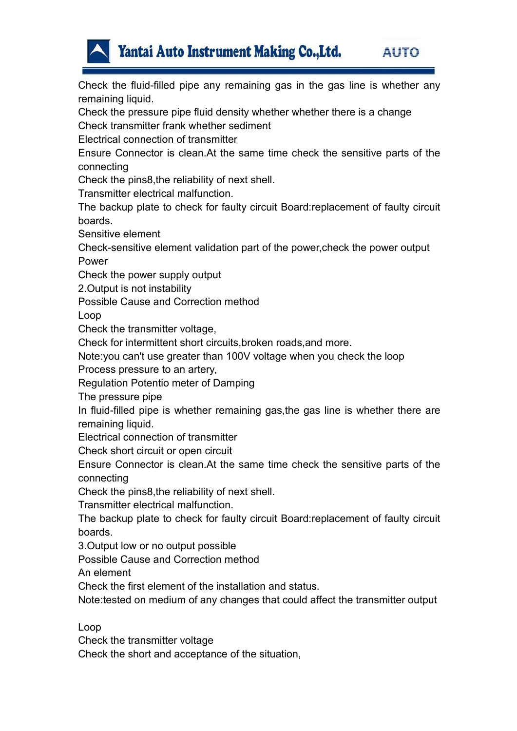Check the fluid-filled pipe any remaining gas in the gas line is whether any remaining liquid.
Check the pressure pipe fluid density whether whether there is a change
Check transmitter frank whether sediment
Electrical connection of transmitter
Ensure Connector is clean.At the same time check the sensitive parts of the connecting
Check the pins8,the reliability of next shell.
Transmitter electrical malfunction.
The backup plate to check for faulty circuit Board:replacement of faulty circuit boards.
Sensitive element
Check-sensitive element validation part of the power,check the power output
Power
Check the power supply output
2.Output is not instability
Possible Cause and Correction method
Loop
Check the transmitter voltage,
Check for intermittent short circuits,broken roads,and more.
Note:you can't use greater than 100V voltage when you check the loop
Process pressure to an artery,
Regulation Potentio meter of Damping
The pressure pipe
In fluid-filled pipe is whether remaining gas,the gas line is whether there are remaining liquid.
Electrical connection of transmitter
Check short circuit or open circuit
Ensure Connector is clean.At the same time check the sensitive parts of the connecting
Check the pins8,the reliability of next shell.
Transmitter electrical malfunction.
The backup plate to check for faulty circuit Board:replacement of faulty circuit boards.
3.Output low or no output possible
Possible Cause and Correction method
An element
Check the first element of the installation and status.
Note:tested on medium of any changes that could affect the transmitter output

Loop
Check the transmitter voltage
Check the short and acceptance of the situation,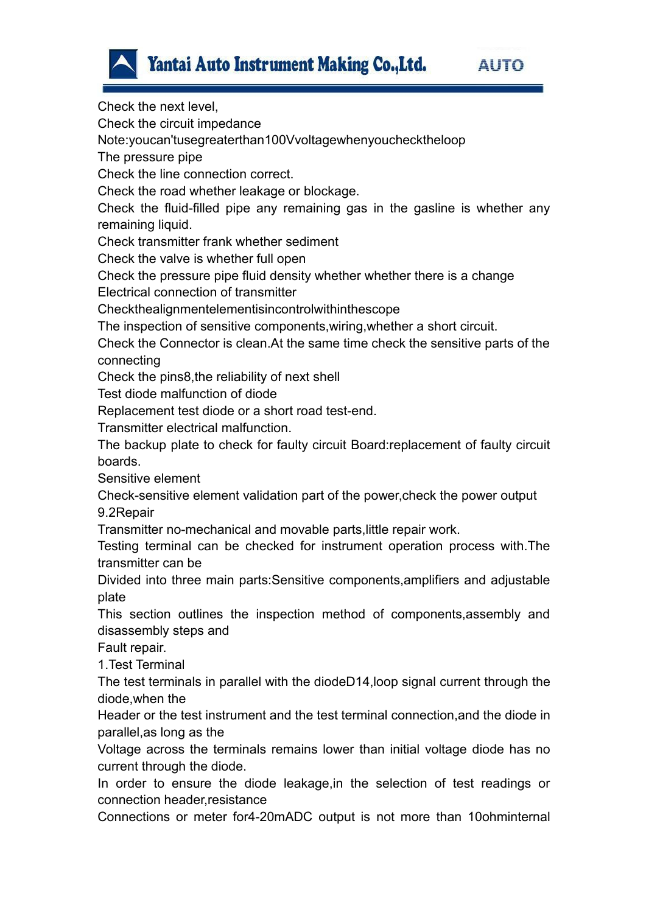Check the next level,

Check the circuit impedance

Note:youcan'tusegreaterthan100Vvoltagewhenyouchecktheloop

The pressure pipe

Check the line connection correct.

Check the road whether leakage or blockage.

Check the fluid-filled pipe any remaining gas in the gasline is whether any remaining liquid.

Check transmitter frank whether sediment

Check the valve is whether full open

Check the pressure pipe fluid density whether whether there is a change

Electrical connection of transmitter

Checkthealignmentelementisincontrolwithinthescope

The inspection of sensitive components,wiring,whether a short circuit.

Check the Connector is clean.At the same time check the sensitive parts of the connecting

Check the pins8,the reliability of next shell

Test diode malfunction of diode

Replacement test diode or a short road test-end.

Transmitter electrical malfunction.

The backup plate to check for faulty circuit Board:replacement of faulty circuit boards.

Sensitive element

Check-sensitive element validation part of the power,check the power output

9.2Repair

Transmitter no-mechanical and movable parts,little repair work.

Testing terminal can be checked for instrument operation process with.The transmitter can be

Divided into three main parts:Sensitive components,amplifiers and adjustable plate

This section outlines the inspection method of components,assembly and disassembly steps and

Fault repair.

1.Test Terminal

The test terminals in parallel with the diodeD14,loop signal current through the diode,when the

Header or the test instrument and the test terminal connection,and the diode in parallel,as long as the

Voltage across the terminals remains lower than initial voltage diode has no current through the diode.

In order to ensure the diode leakage,in the selection of test readings or connection header,resistance

Connections or meter for4-20mADC output is not more than 10ohminternal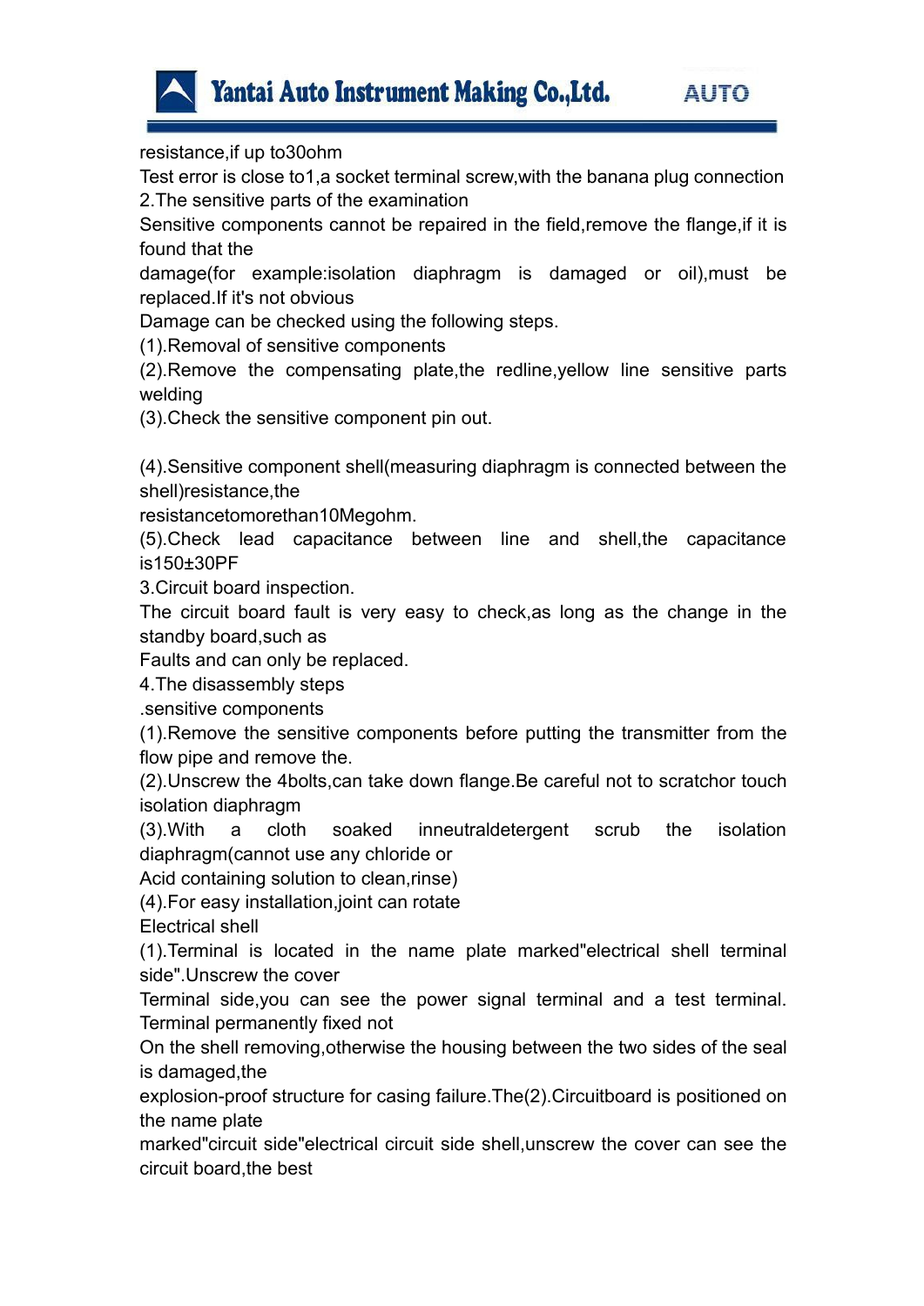resistance,if up to30ohm

Test error is close to1,a socket terminal screw,with the banana plug connection

2.The sensitive parts of the examination

Sensitive components cannot be repaired in the field,remove the flange,if it is found that the damage(for example:isolation diaphragm is damaged or oil),must be replaced.If it's not obvious

Damage can be checked using the following steps.

(1).Removal of sensitive components

(2).Remove the compensating plate,the redline,yellow line sensitive parts welding

(3).Check the sensitive component pin out.

(4).Sensitive component shell(measuring diaphragm is connected between the shell)resistance,the resistancetomorethan10Megohm.

(5).Check lead capacitance between line and shell,the capacitance is150±30PF

3.Circuit board inspection.

The circuit board fault is very easy to check,as long as the change in the standby board,such as

Faults and can only be replaced.

4.The disassembly steps

.sensitive components

(1).Remove the sensitive components before putting the transmitter from the flow pipe and remove the.

(2).Unscrew the 4bolts,can take down flange.Be careful not to scratchor touch isolation diaphragm

(3).With a cloth soaked inneutraldetergent scrub the isolation diaphragm(cannot use any chloride or

Acid containing solution to clean,rinse)

(4).For easy installation,joint can rotate

Electrical shell

(1).Terminal is located in the name plate marked"electrical shell terminal side".Unscrew the cover

Terminal side,you can see the power signal terminal and a test terminal. Terminal permanently fixed not

On the shell removing,otherwise the housing between the two sides of the seal is damaged,the explosion-proof structure for casing failure.The(2).Circuitboard is positioned on the name plate

marked"circuit side"electrical circuit side shell,unscrew the cover can see the circuit board,the best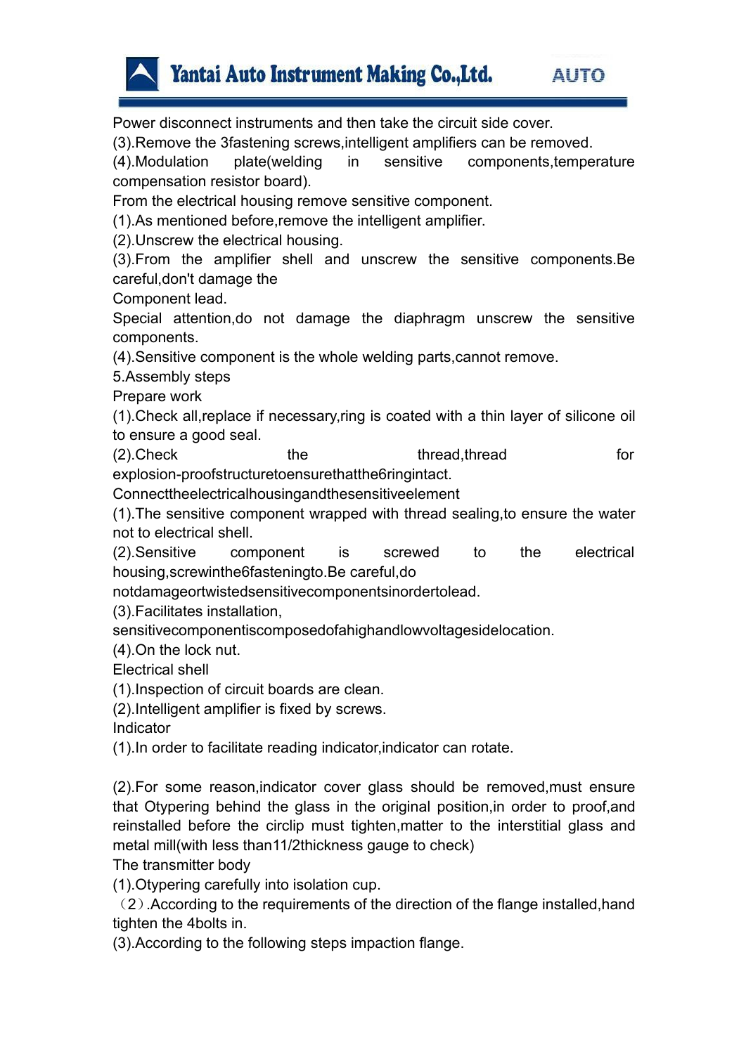Power disconnect instruments and then take the circuit side cover.

(3).Remove the 3fastening screws,intelligent amplifiers can be removed.

(4).Modulation plate(welding in sensitive components,temperature compensation resistor board).

From the electrical housing remove sensitive component.

(1).As mentioned before,remove the intelligent amplifier.

(2).Unscrew the electrical housing.

(3).From the amplifier shell and unscrew the sensitive components.Be careful,don't damage the

Component lead.

Special attention,do not damage the diaphragm unscrew the sensitive components.

(4).Sensitive component is the whole welding parts,cannot remove.

5.Assembly steps

Prepare work

(1).Check all,replace if necessary,ring is coated with a thin layer of silicone oil to ensure a good seal.

(2).Check the thread,thread for explosion-proofstructuretoensurethatthe6ringintact.

Connecttheelectricalhousingandthesensitiveelement

(1).The sensitive component wrapped with thread sealing,to ensure the water not to electrical shell.

(2).Sensitive component is screwed to the electrical housing,screwinthe6fasteningto.Be careful,do notdamageortwistedsensitivecomponentsinordertolead.

(3).Facilitates installation, sensitivecomponentiscomposedofahighandlowvoltagesidelocation.

(4).On the lock nut.

Electrical shell

(1).Inspection of circuit boards are clean.

(2).Intelligent amplifier is fixed by screws.

Indicator

(1).In order to facilitate reading indicator,indicator can rotate.

(2).For some reason,indicator cover glass should be removed,must ensure that Otypering behind the glass in the original position,in order to proof,and reinstalled before the circlip must tighten,matter to the interstitial glass and metal mill(with less than11/2thickness gauge to check)

The transmitter body

(1).Otypering carefully into isolation cup.

（2）.According to the requirements of the direction of the flange installed,hand tighten the 4bolts in.

(3).According to the following steps impaction flange.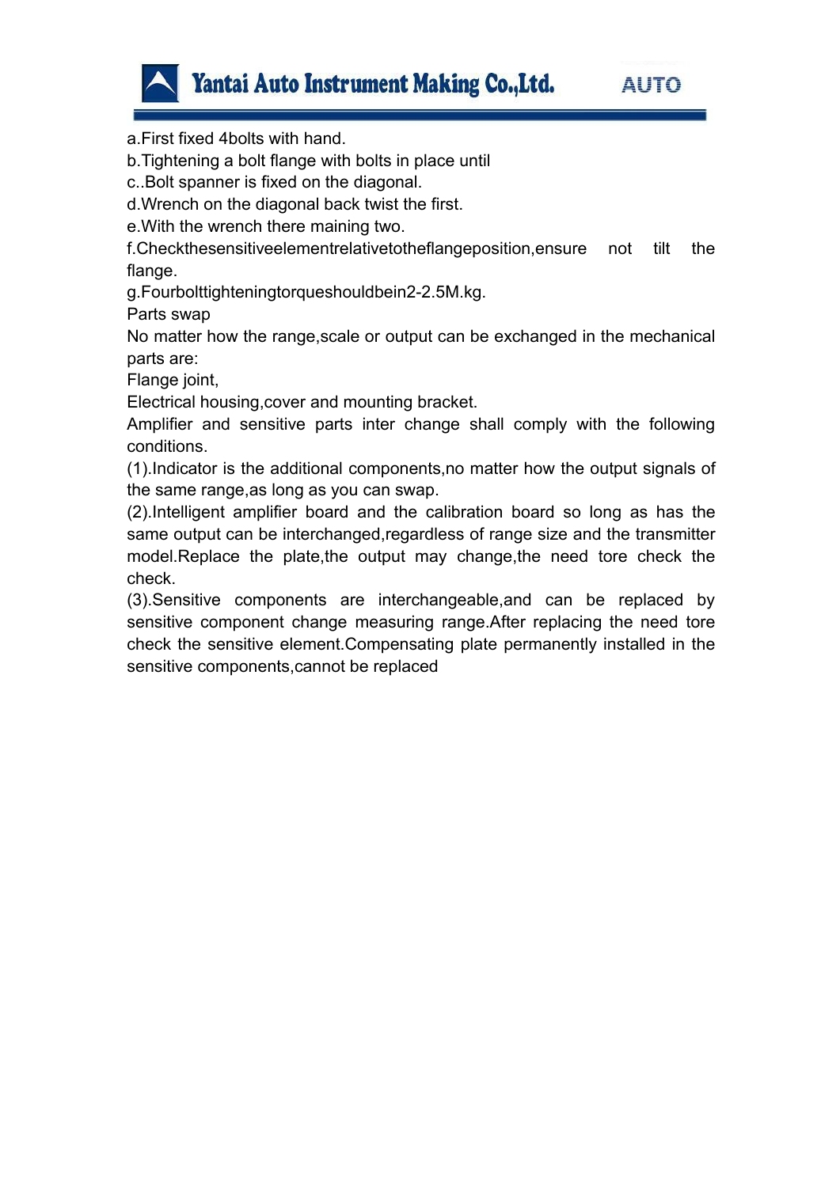a.First fixed 4bolts with hand.
b.Tightening a bolt flange with bolts in place until
c..Bolt spanner is fixed on the diagonal.
d.Wrench on the diagonal back twist the first.
e.With the wrench there maining two.
f.Checkthesensitiveelementrelativetotheflangeposition,ensure not tilt the flange.
g.Fourbolttighteningtorqueshouldbein2-2.5M.kg.

Parts swap

No matter how the range,scale or output can be exchanged in the mechanical parts are:

Flange joint,

Electrical housing,cover and mounting bracket.

Amplifier and sensitive parts inter change shall comply with the following conditions.

(1).Indicator is the additional components,no matter how the output signals of the same range,as long as you can swap.

(2).Intelligent amplifier board and the calibration board so long as has the same output can be interchanged,regardless of range size and the transmitter model.Replace the plate,the output may change,the need tore check the check.

(3).Sensitive components are interchangeable,and can be replaced by sensitive component change measuring range.After replacing the need tore check the sensitive element.Compensating plate permanently installed in the sensitive components,cannot be replaced